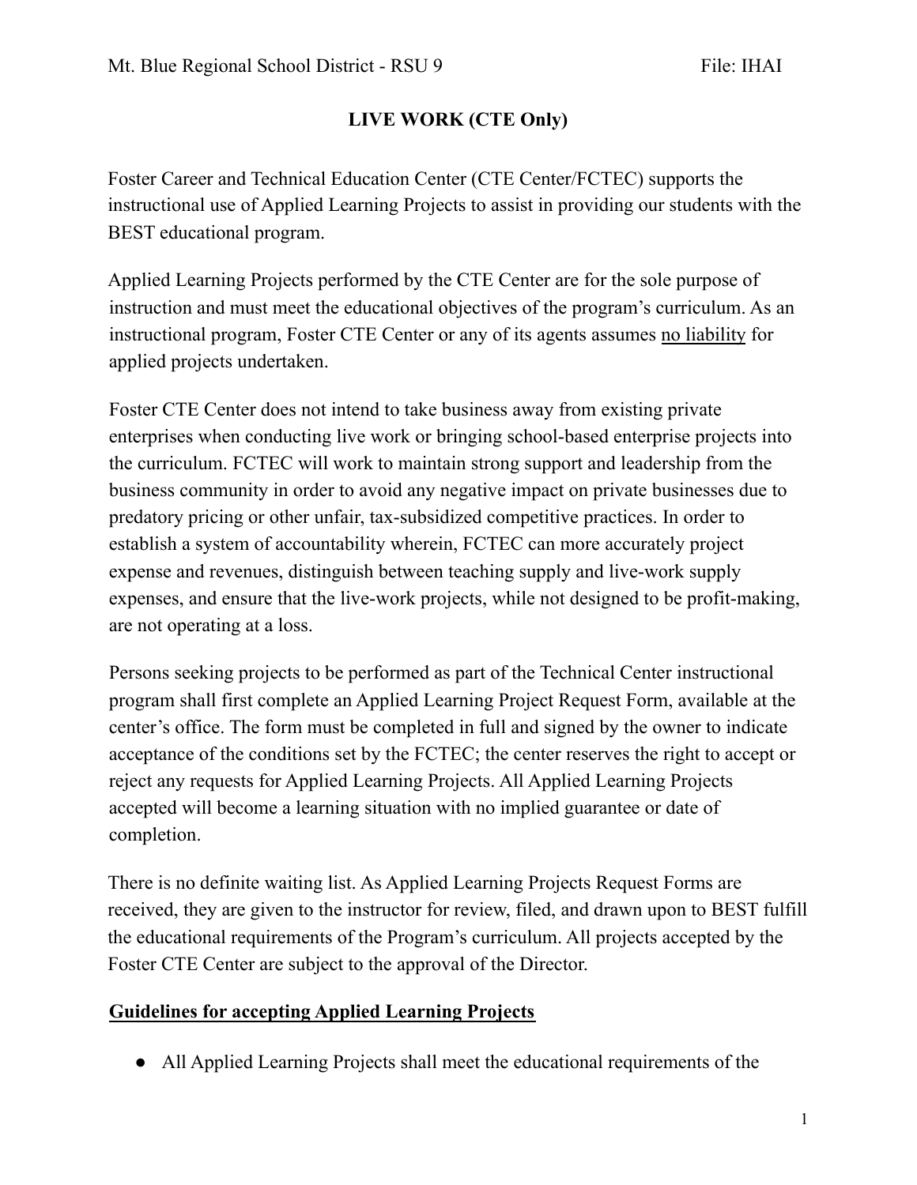# LIVE WORK (CTE Only)

Foster Career and Technical Education Center (CTE Center/FCTEC) supports the instructional use of Applied Learning Projects to assist in providing our students with the BEST educational program.

Applied Learning Projects performed by the CTE Center are for the sole purpose of instruction and must meet the educational objectives of the program's curriculum. As an instructional program, Foster CTE Center or any of its agents assumes <u>no liability</u> for applied projects undertaken.

Foster CTE Center does not intend to take business away from existing private enterprises when conducting live work or bringing school-based enterprise projects into the curriculum. FCTEC will work to maintain strong support and leadership from the business community in order to avoid any negative impact on private businesses due to predatory pricing or other unfair, tax-subsidized competitive practices. In order to establish a system of accountability wherein, FCTEC can more accurately project expense and revenues, distinguish between teaching supply and live-work supply expenses, and ensure that the live-work projects, while not designed to be profit-making, are not operating at a loss.

Persons seeking projects to be performed as part of the Technical Center instructional program shall first complete an Applied Learning Project Request Form, available at the center's office. The form must be completed in full and signed by the owner to indicate acceptance of the conditions set by the FCTEC; the center reserves the right to accept or reject any requests for Applied Learning Projects. All Applied Learning Projects accepted will become a learning situation with no implied guarantee or date of completion.

There is no definite waiting list. As Applied Learning Projects Request Forms are received, they are given to the instructor for review, filed, and drawn upon to BEST fulfill the educational requirements of the Program's curriculum. All projects accepted by the Foster CTE Center are subject to the approval of the Director.

## <u>Guidelines for accepting Applied Learning Projects</u>

- All Applied Learning Projects shall meet the educational requirements of the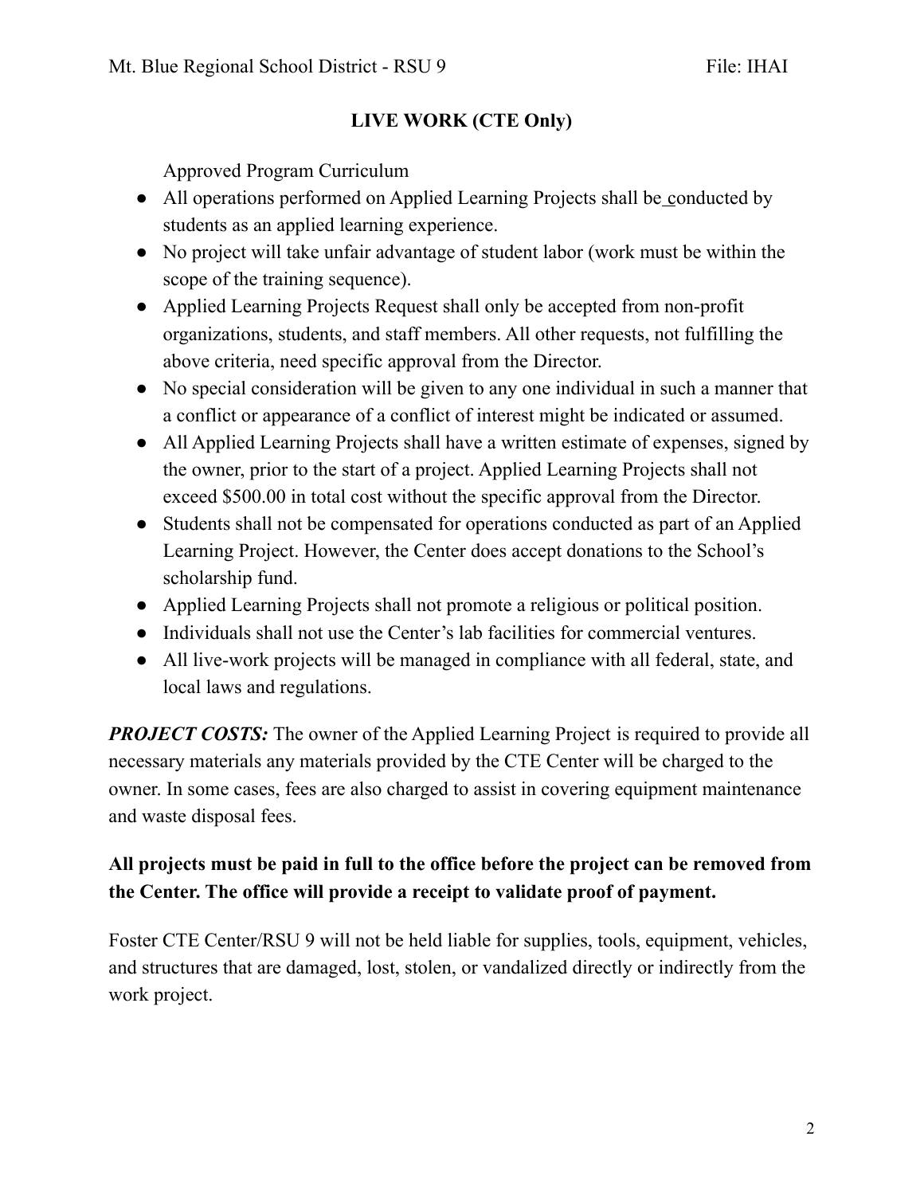## LIVE WORK (CTE Only)

Approved Program Curriculum

- All operations performed on Applied Learning Projects shall be conducted by students as an applied learning experience.
- No project will take unfair advantage of student labor (work must be within the scope of the training sequence).
- Applied Learning Projects Request shall only be accepted from non-profit organizations, students, and staff members. All other requests, not fulfilling the above criteria, need specific approval from the Director.
- No special consideration will be given to any one individual in such a manner that a conflict or appearance of a conflict of interest might be indicated or assumed.
- All Applied Learning Projects shall have a written estimate of expenses, signed by the owner, prior to the start of a project. Applied Learning Projects shall not exceed $500.00 in total cost without the specific approval from the Director.
- Students shall not be compensated for operations conducted as part of an Applied Learning Project. However, the Center does accept donations to the School's scholarship fund.
- Applied Learning Projects shall not promote a religious or political position.
- Individuals shall not use the Center's lab facilities for commercial ventures.
- All live-work projects will be managed in compliance with all federal, state, and local laws and regulations.

***PROJECT COSTS:*** The owner of the Applied Learning Project is required to provide all necessary materials any materials provided by the CTE Center will be charged to the owner. In some cases, fees are also charged to assist in covering equipment maintenance and waste disposal fees.

**All projects must be paid in full to the office before the project can be removed from the Center. The office will provide a receipt to validate proof of payment.**

Foster CTE Center/RSU 9 will not be held liable for supplies, tools, equipment, vehicles, and structures that are damaged, lost, stolen, or vandalized directly or indirectly from the work project.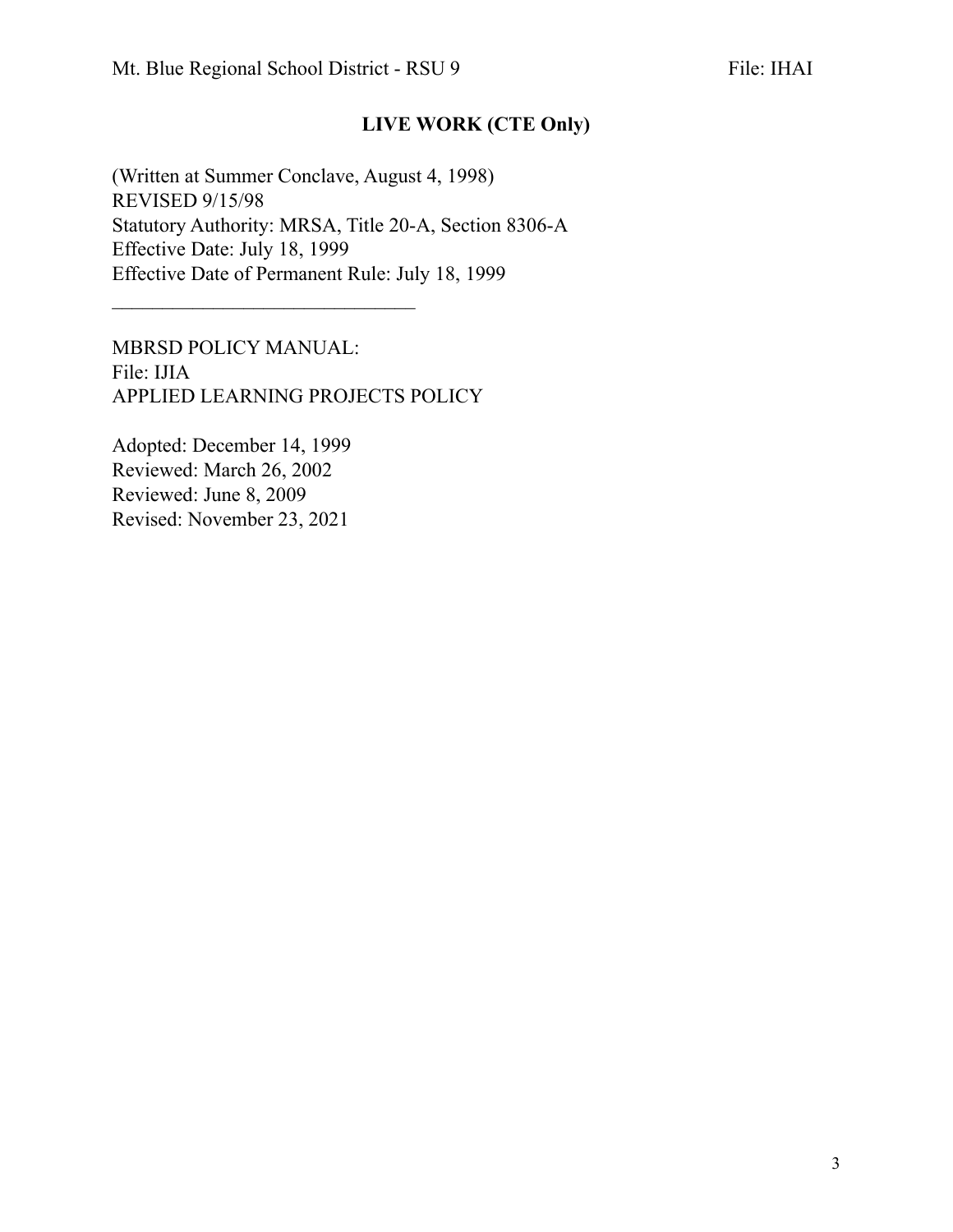## LIVE WORK (CTE Only)

(Written at Summer Conclave, August 4, 1998)
REVISED 9/15/98
Statutory Authority: MRSA, Title 20-A, Section 8306-A
Effective Date: July 18, 1999
Effective Date of Permanent Rule: July 18, 1999

______________________________

MBRSD POLICY MANUAL:
File: IJIA
APPLIED LEARNING PROJECTS POLICY

Adopted: December 14, 1999
Reviewed: March 26, 2002
Reviewed: June 8, 2009
Revised: November 23, 2021